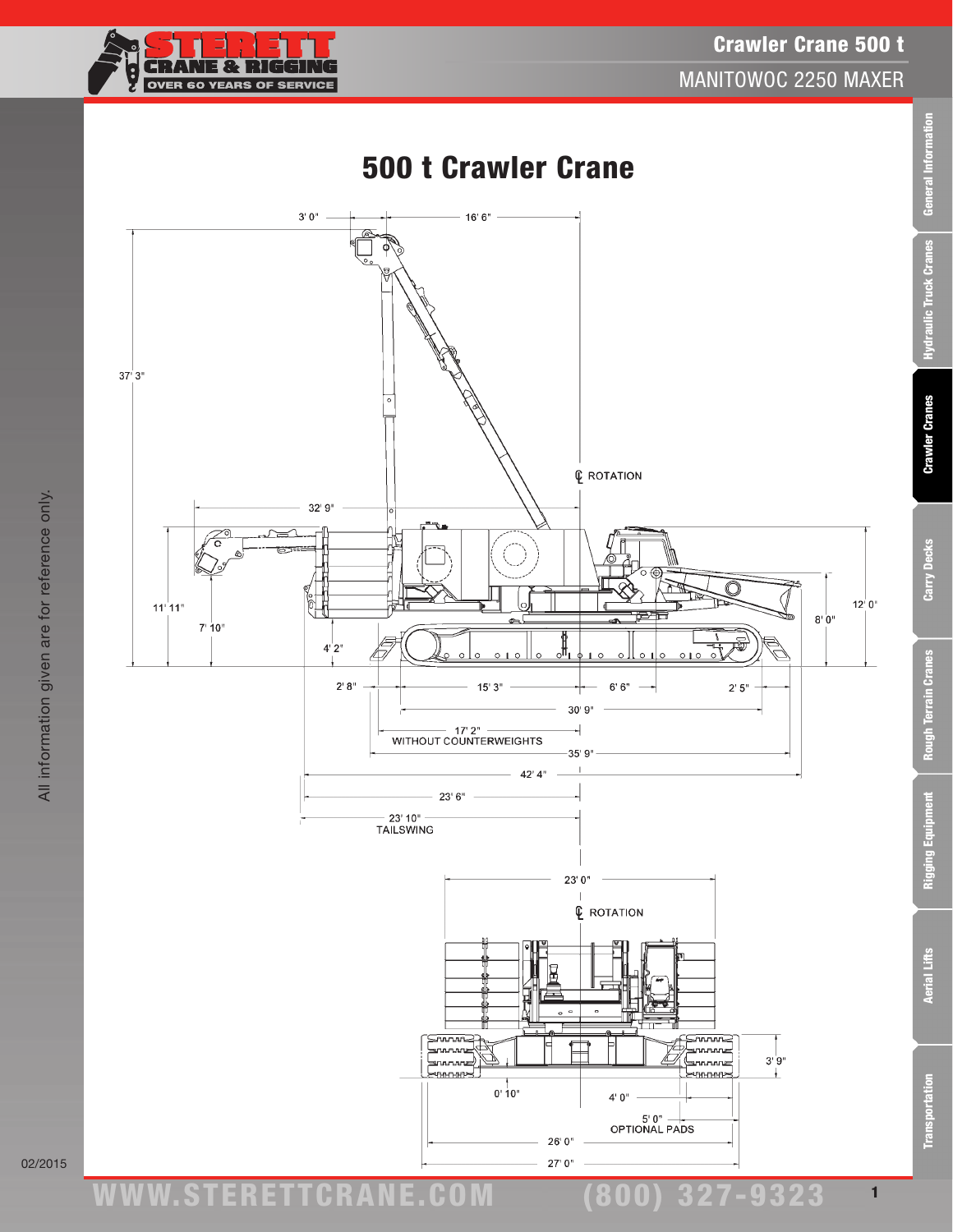# 500 t Crawler Crane

3' 0"
16' 6"
37' 3"
℄ ROTATION
32' 9"
11' 11"
7' 10"
4' 2"
12' 0"
8' 0"
2' 8"
15' 3"
6' 6"
2' 5"
30' 9"
17' 2"
WITHOUT COUNTERWEIGHTS
35' 9"
42' 4"
23' 6"
23' 10"
TAILSWING

23' 0"
℄ ROTATION
3' 9"
0' 10"
4' 0"
5' 0"
OPTIONAL PADS
26' 0"
27' 0"

All information given are for reference only.

02/2015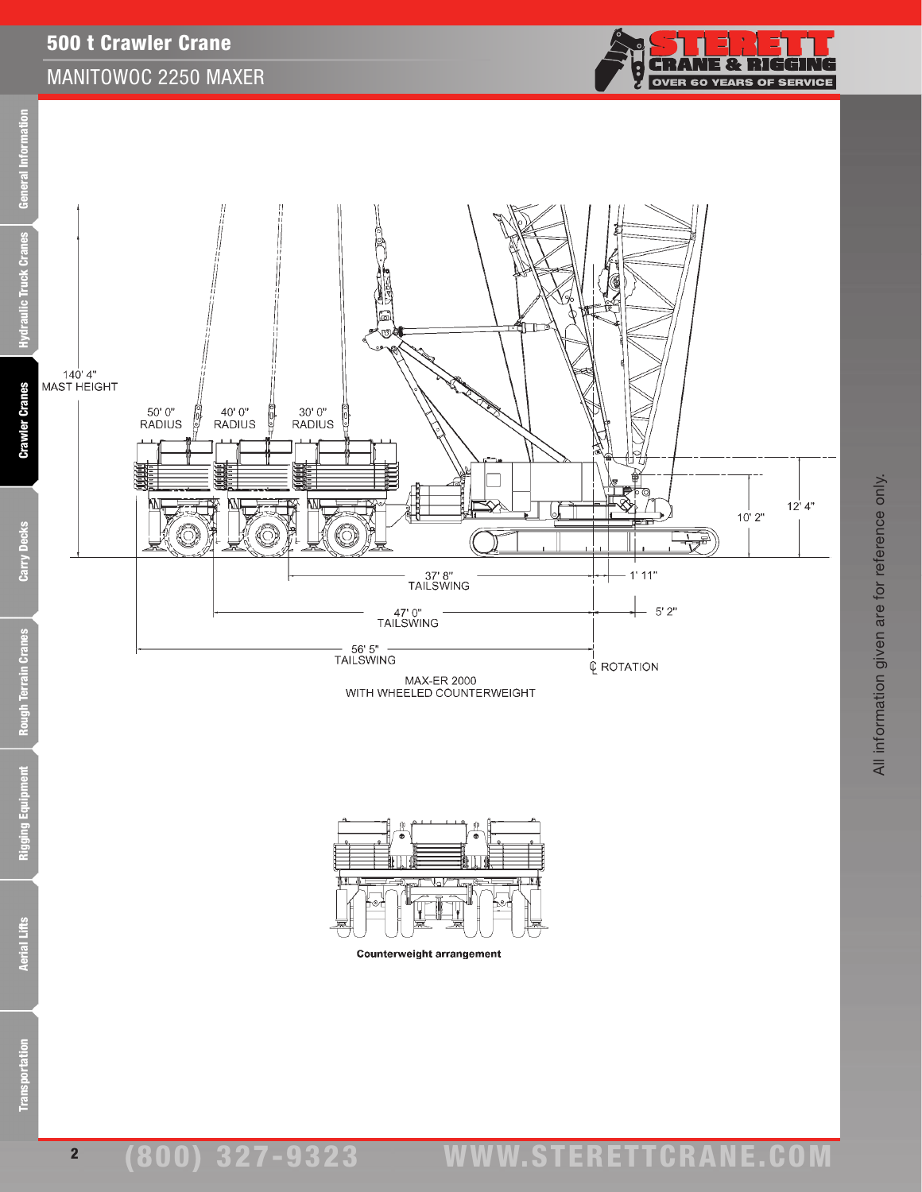# 500 t Crawler Crane

## MANITOWOC 2250 MAXER

140' 4"
MAST HEIGHT

50' 0"
RADIUS

40' 0"
RADIUS

30' 0"
RADIUS

10' 2"

12' 4"

37' 8"
TAILSWING

1' 11"

47' 0"
TAILSWING

5' 2"

56' 5"
TAILSWING

℄ ROTATION

MAX-ER 2000
WITH WHEELED COUNTERWEIGHT

**Counterweight arrangement**

All information given are for reference only.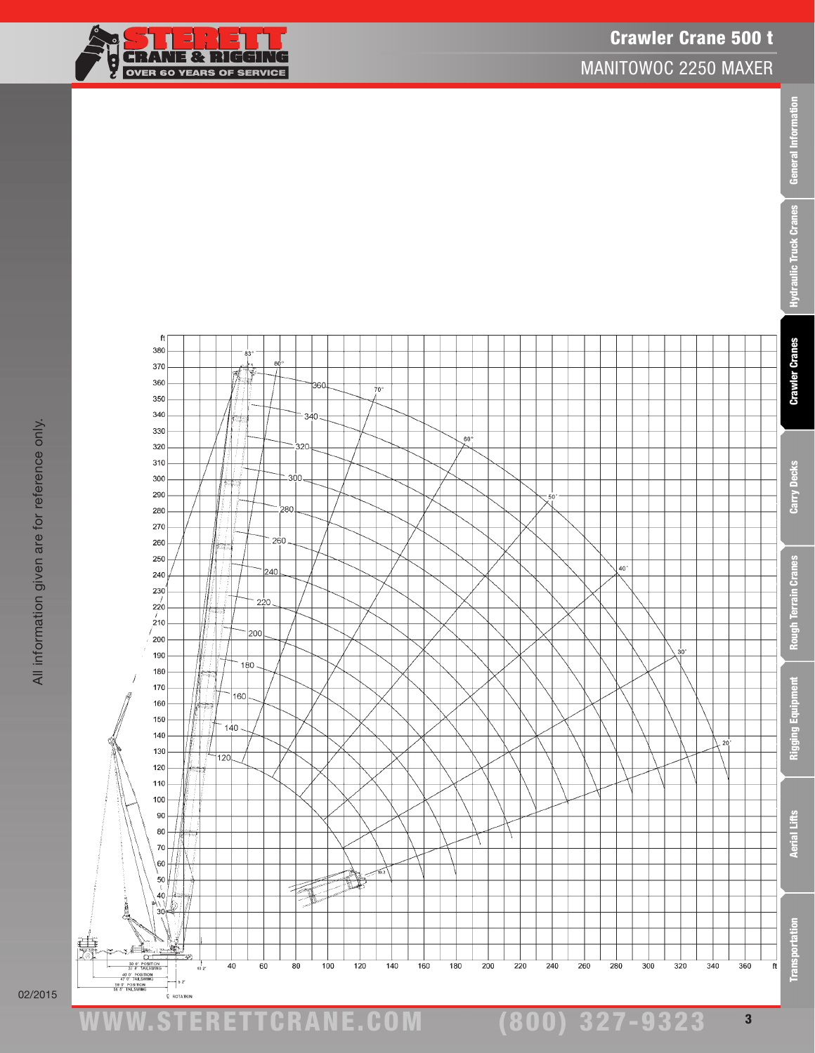# Crawler Crane 500 t

## MANITOWOC 2250 MAXER

All information given are for reference only.

02/2015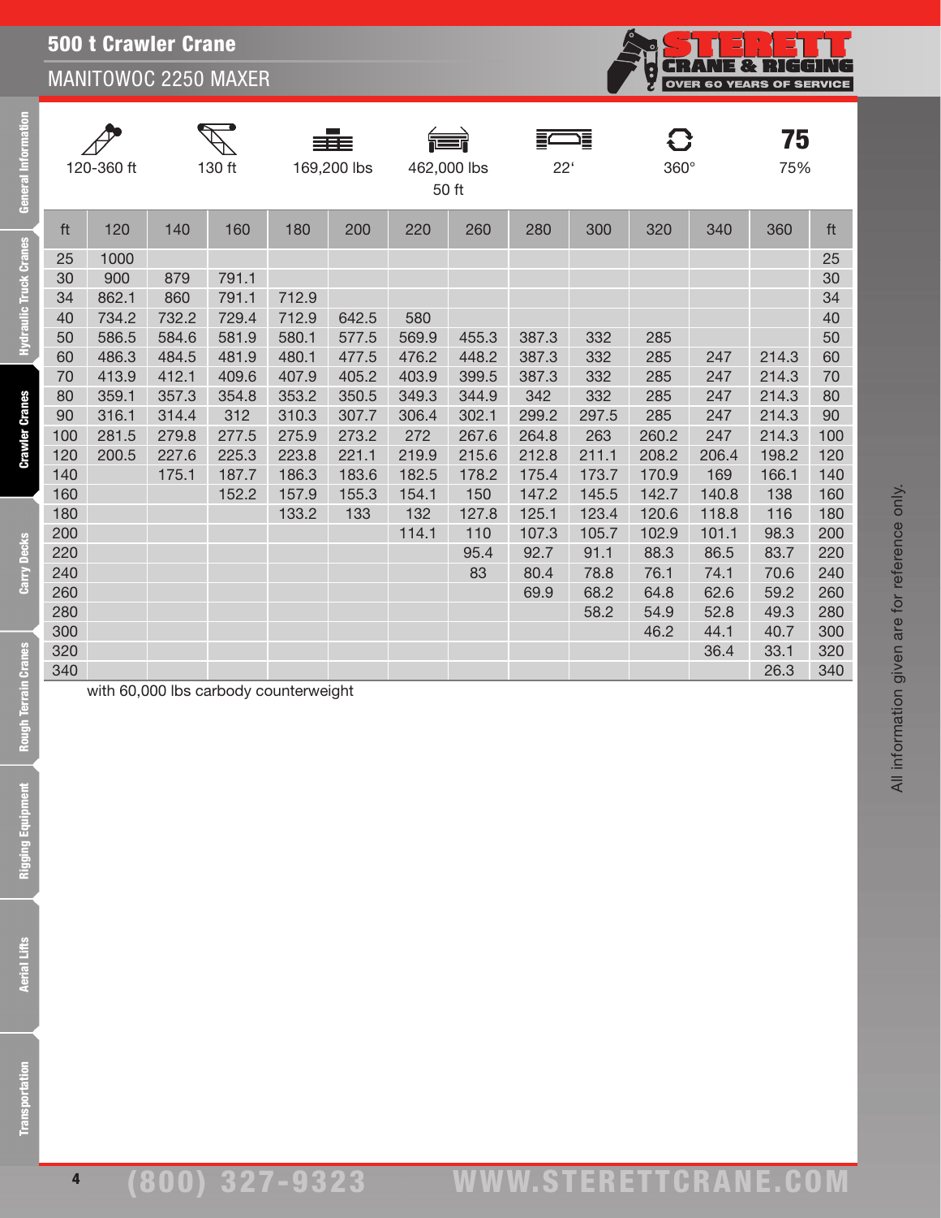# 500 t Crawler Crane

## MANITOWOC 2250 MAXER

| 120-360 ft | 130 ft | 169,200 lbs | 462,000 lbs 50 ft | 22' | 360° | 75 75% |
|---|---|---|---|---|---|---|

| ft | 120 | 140 | 160 | 180 | 200 | 220 | 260 | 280 | 300 | 320 | 340 | 360 | ft |
|---|---|---|---|---|---|---|---|---|---|---|---|---|---|
| 25 | 1000 | | | | | | | | | | | | 25 |
| 30 | 900 | 879 | 791.1 | | | | | | | | | | 30 |
| 34 | 862.1 | 860 | 791.1 | 712.9 | | | | | | | | | 34 |
| 40 | 734.2 | 732.2 | 729.4 | 712.9 | 642.5 | 580 | | | | | | | 40 |
| 50 | 586.5 | 584.6 | 581.9 | 580.1 | 577.5 | 569.9 | 455.3 | 387.3 | 332 | 285 | | | 50 |
| 60 | 486.3 | 484.5 | 481.9 | 480.1 | 477.5 | 476.2 | 448.2 | 387.3 | 332 | 285 | 247 | 214.3 | 60 |
| 70 | 413.9 | 412.1 | 409.6 | 407.9 | 405.2 | 403.9 | 399.5 | 387.3 | 332 | 285 | 247 | 214.3 | 70 |
| 80 | 359.1 | 357.3 | 354.8 | 353.2 | 350.5 | 349.3 | 344.9 | 342 | 332 | 285 | 247 | 214.3 | 80 |
| 90 | 316.1 | 314.4 | 312 | 310.3 | 307.7 | 306.4 | 302.1 | 299.2 | 297.5 | 285 | 247 | 214.3 | 90 |
| 100 | 281.5 | 279.8 | 277.5 | 275.9 | 273.2 | 272 | 267.6 | 264.8 | 263 | 260.2 | 247 | 214.3 | 100 |
| 120 | 200.5 | 227.6 | 225.3 | 223.8 | 221.1 | 219.9 | 215.6 | 212.8 | 211.1 | 208.2 | 206.4 | 198.2 | 120 |
| 140 | | 175.1 | 187.7 | 186.3 | 183.6 | 182.5 | 178.2 | 175.4 | 173.7 | 170.9 | 169 | 166.1 | 140 |
| 160 | | | 152.2 | 157.9 | 155.3 | 154.1 | 150 | 147.2 | 145.5 | 142.7 | 140.8 | 138 | 160 |
| 180 | | | | 133.2 | 133 | 132 | 127.8 | 125.1 | 123.4 | 120.6 | 118.8 | 116 | 180 |
| 200 | | | | | | 114.1 | 110 | 107.3 | 105.7 | 102.9 | 101.1 | 98.3 | 200 |
| 220 | | | | | | | 95.4 | 92.7 | 91.1 | 88.3 | 86.5 | 83.7 | 220 |
| 240 | | | | | | | 83 | 80.4 | 78.8 | 76.1 | 74.1 | 70.6 | 240 |
| 260 | | | | | | | | 69.9 | 68.2 | 64.8 | 62.6 | 59.2 | 260 |
| 280 | | | | | | | | | 58.2 | 54.9 | 52.8 | 49.3 | 280 |
| 300 | | | | | | | | | | 46.2 | 44.1 | 40.7 | 300 |
| 320 | | | | | | | | | | | 36.4 | 33.1 | 320 |
| 340 | | | | | | | | | | | | 26.3 | 340 |

with 60,000 lbs carbody counterweight

All information given are for reference only.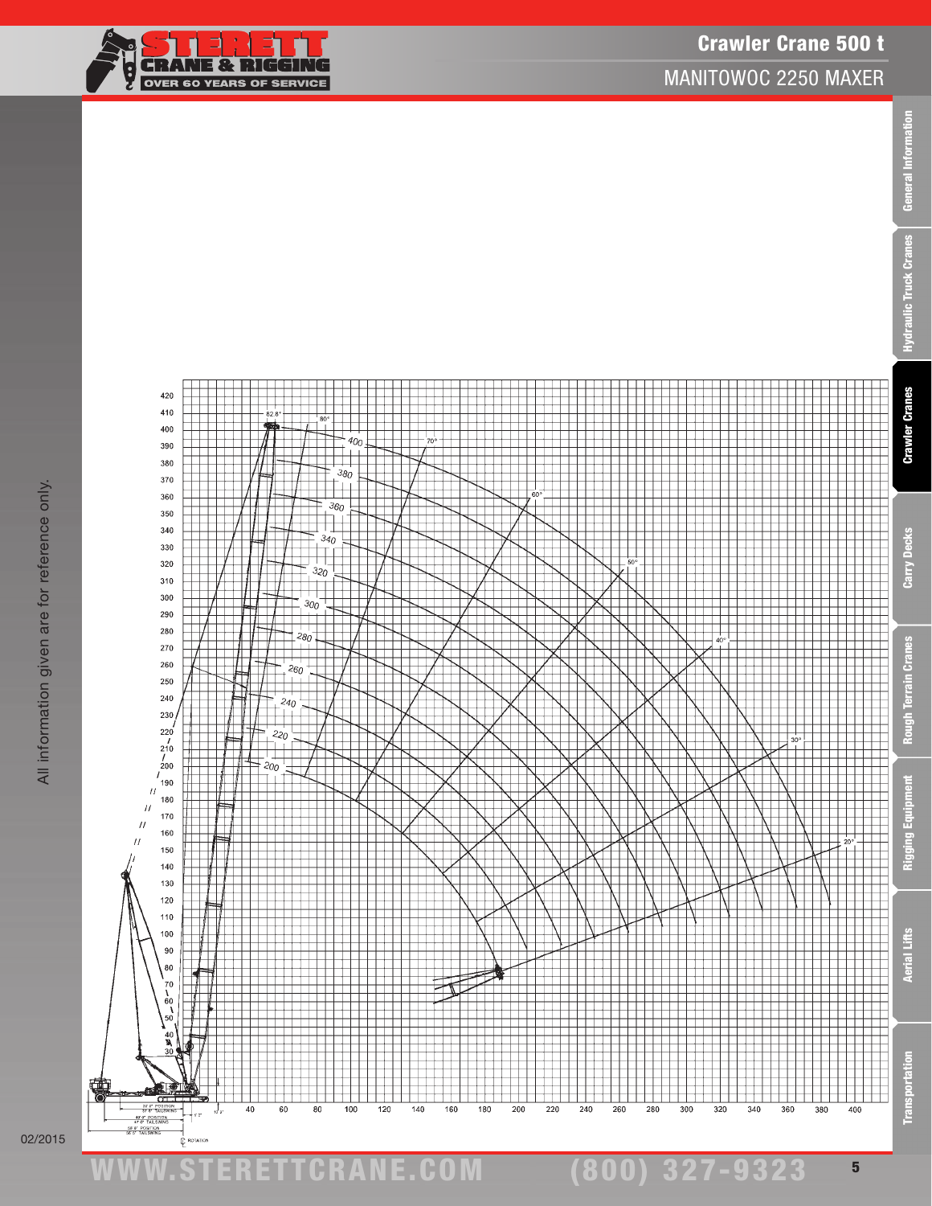# Crawler Crane 500 t

## MANITOWOC 2250 MAXER

All information given are for reference only.

02/2015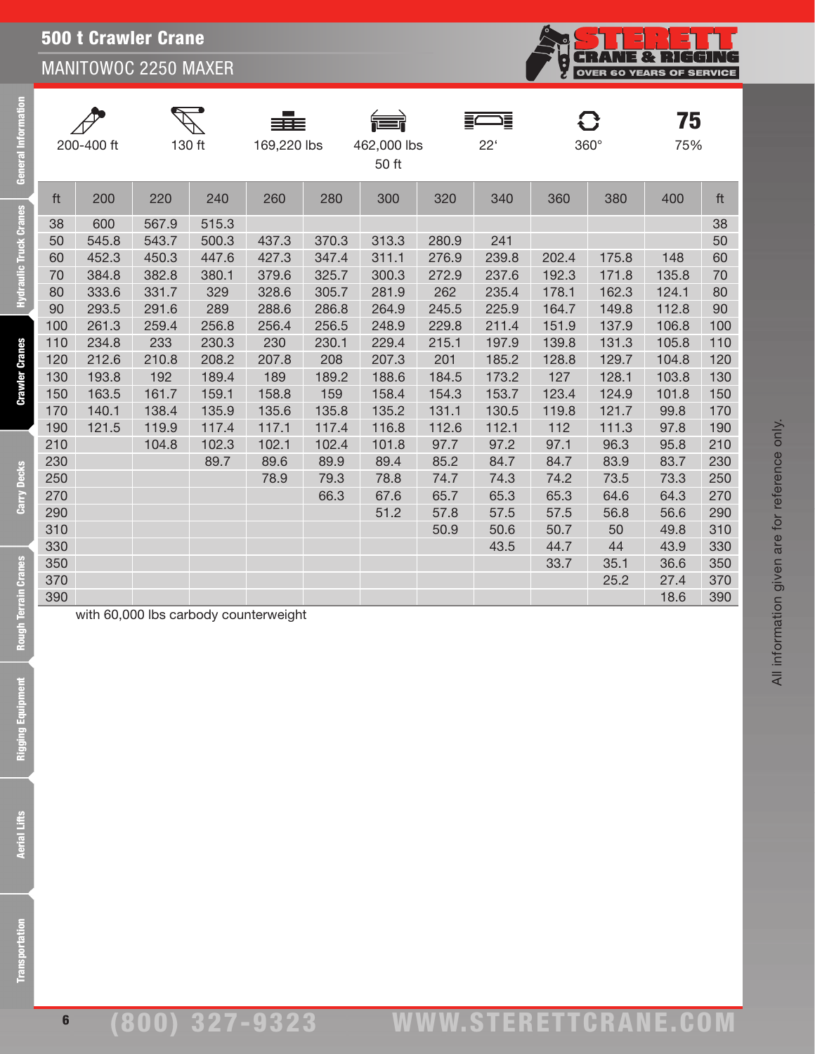# 500 t Crawler Crane

## MANITOWOC 2250 MAXER

| 200-400 ft | 130 ft | 169,220 lbs | 462,000 lbs 50 ft | 22' | 360° | 75% |
|---|---|---|---|---|---|---|

| ft | 200 | 220 | 240 | 260 | 280 | 300 | 320 | 340 | 360 | 380 | 400 | ft |
|---|---|---|---|---|---|---|---|---|---|---|---|---|
| 38 | 600 | 567.9 | 515.3 | | | | | | | | | 38 |
| 50 | 545.8 | 543.7 | 500.3 | 437.3 | 370.3 | 313.3 | 280.9 | 241 | | | | 50 |
| 60 | 452.3 | 450.3 | 447.6 | 427.3 | 347.4 | 311.1 | 276.9 | 239.8 | 202.4 | 175.8 | 148 | 60 |
| 70 | 384.8 | 382.8 | 380.1 | 379.6 | 325.7 | 300.3 | 272.9 | 237.6 | 192.3 | 171.8 | 135.8 | 70 |
| 80 | 333.6 | 331.7 | 329 | 328.6 | 305.7 | 281.9 | 262 | 235.4 | 178.1 | 162.3 | 124.1 | 80 |
| 90 | 293.5 | 291.6 | 289 | 288.6 | 286.8 | 264.9 | 245.5 | 225.9 | 164.7 | 149.8 | 112.8 | 90 |
| 100 | 261.3 | 259.4 | 256.8 | 256.4 | 256.5 | 248.9 | 229.8 | 211.4 | 151.9 | 137.9 | 106.8 | 100 |
| 110 | 234.8 | 233 | 230.3 | 230 | 230.1 | 229.4 | 215.1 | 197.9 | 139.8 | 131.3 | 105.8 | 110 |
| 120 | 212.6 | 210.8 | 208.2 | 207.8 | 208 | 207.3 | 201 | 185.2 | 128.8 | 129.7 | 104.8 | 120 |
| 130 | 193.8 | 192 | 189.4 | 189 | 189.2 | 188.6 | 184.5 | 173.2 | 127 | 128.1 | 103.8 | 130 |
| 150 | 163.5 | 161.7 | 159.1 | 158.8 | 159 | 158.4 | 154.3 | 153.7 | 123.4 | 124.9 | 101.8 | 150 |
| 170 | 140.1 | 138.4 | 135.9 | 135.6 | 135.8 | 135.2 | 131.1 | 130.5 | 119.8 | 121.7 | 99.8 | 170 |
| 190 | 121.5 | 119.9 | 117.4 | 117.1 | 117.4 | 116.8 | 112.6 | 112.1 | 112 | 111.3 | 97.8 | 190 |
| 210 | | 104.8 | 102.3 | 102.1 | 102.4 | 101.8 | 97.7 | 97.2 | 97.1 | 96.3 | 95.8 | 210 |
| 230 | | | 89.7 | 89.6 | 89.9 | 89.4 | 85.2 | 84.7 | 84.7 | 83.9 | 83.7 | 230 |
| 250 | | | | 78.9 | 79.3 | 78.8 | 74.7 | 74.3 | 74.2 | 73.5 | 73.3 | 250 |
| 270 | | | | | 66.3 | 67.6 | 65.7 | 65.3 | 65.3 | 64.6 | 64.3 | 270 |
| 290 | | | | | | 51.2 | 57.8 | 57.5 | 57.5 | 56.8 | 56.6 | 290 |
| 310 | | | | | | | 50.9 | 50.6 | 50.7 | 50 | 49.8 | 310 |
| 330 | | | | | | | | 43.5 | 44.7 | 44 | 43.9 | 330 |
| 350 | | | | | | | | | 33.7 | 35.1 | 36.6 | 350 |
| 370 | | | | | | | | | | 25.2 | 27.4 | 370 |
| 390 | | | | | | | | | | | 18.6 | 390 |

with 60,000 lbs carbody counterweight

All information given are for reference only.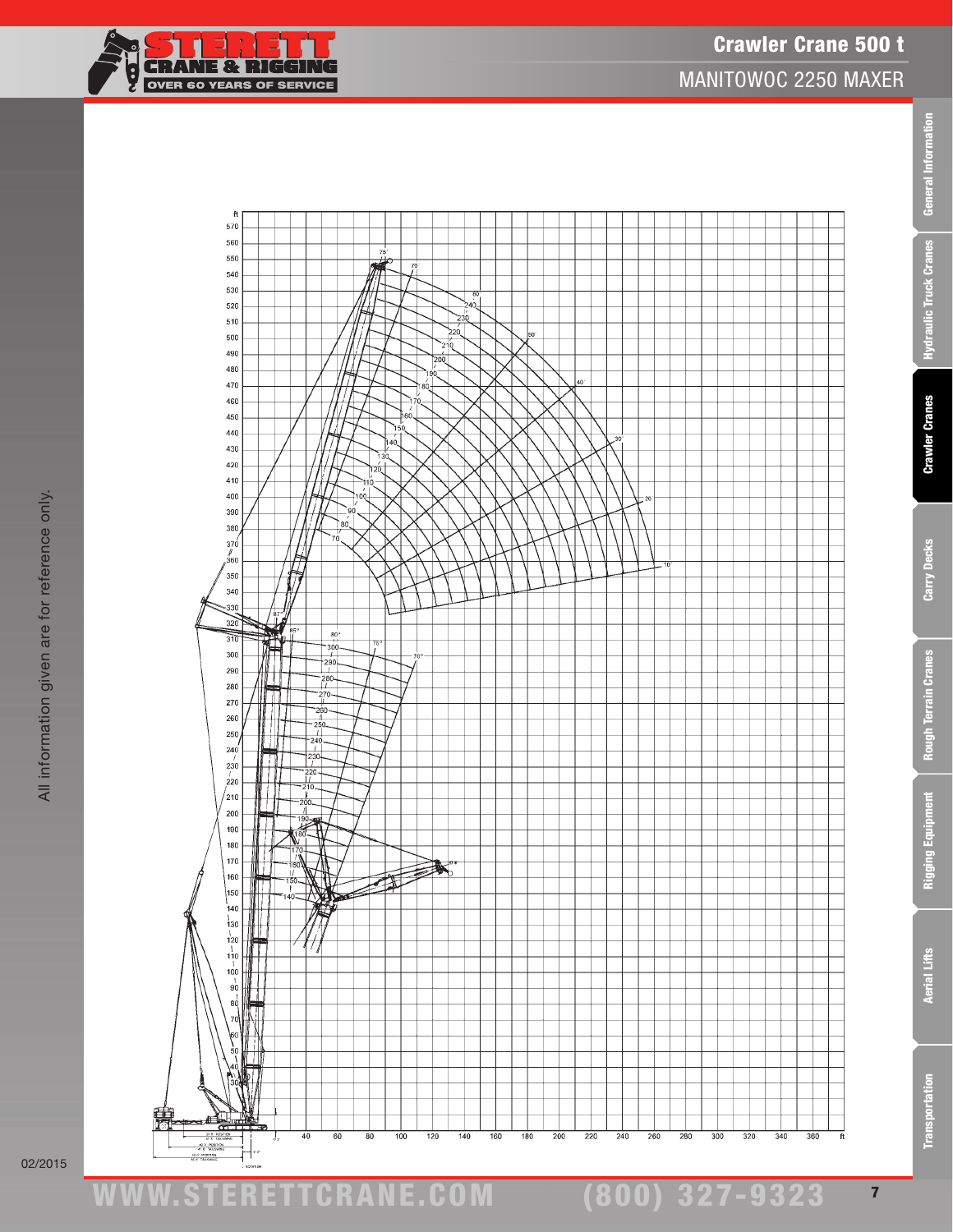# Crawler Crane 500 t

## MANITOWOC 2250 MAXER

All information given are for reference only.

02/2015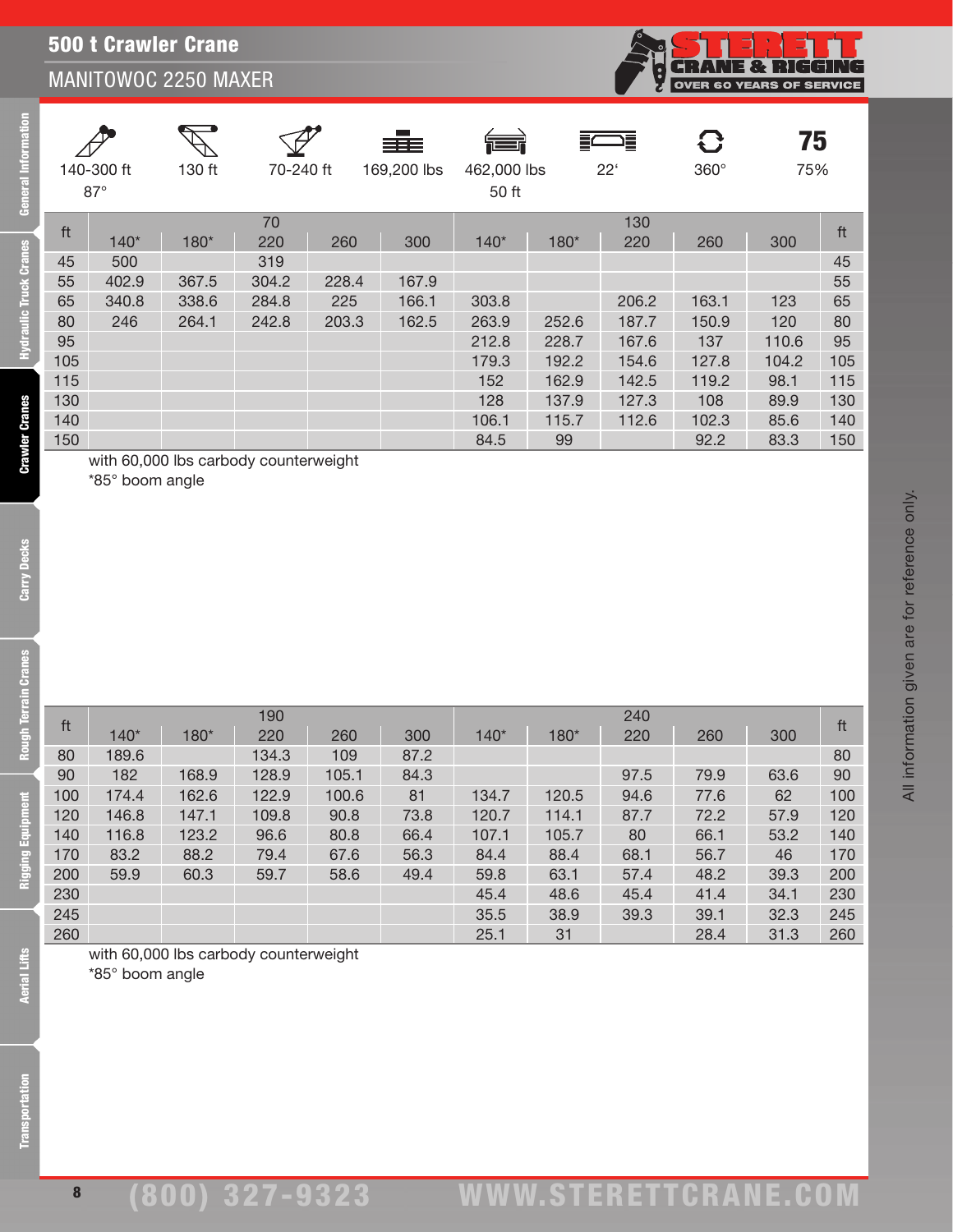# 500 t Crawler Crane

## MANITOWOC 2250 MAXER

| 140-300 ft 87° | 130 ft | 70-240 ft | 169,200 lbs | 462,000 lbs 50 ft | 22' | 360° | 75% |
|---|---|---|---|---|---|---|---|

| ft | 70 | | | | | 130 | | | | | ft |
|---|---|---|---|---|---|---|---|---|---|---|---|
| | 140* | 180* | 220 | 260 | 300 | 140* | 180* | 220 | 260 | 300 | |
| 45 | 500 | | 319 | | | | | | | | 45 |
| 55 | 402.9 | 367.5 | 304.2 | 228.4 | 167.9 | | | | | | 55 |
| 65 | 340.8 | 338.6 | 284.8 | 225 | 166.1 | 303.8 | | 206.2 | 163.1 | 123 | 65 |
| 80 | 246 | 264.1 | 242.8 | 203.3 | 162.5 | 263.9 | 252.6 | 187.7 | 150.9 | 120 | 80 |
| 95 | | | | | | 212.8 | 228.7 | 167.6 | 137 | 110.6 | 95 |
| 105 | | | | | | 179.3 | 192.2 | 154.6 | 127.8 | 104.2 | 105 |
| 115 | | | | | | 152 | 162.9 | 142.5 | 119.2 | 98.1 | 115 |
| 130 | | | | | | 128 | 137.9 | 127.3 | 108 | 89.9 | 130 |
| 140 | | | | | | 106.1 | 115.7 | 112.6 | 102.3 | 85.6 | 140 |
| 150 | | | | | | 84.5 | 99 | | 92.2 | 83.3 | 150 |

with 60,000 lbs carbody counterweight
*85° boom angle

| ft | 190 | | | | | 240 | | | | | ft |
|---|---|---|---|---|---|---|---|---|---|---|---|
| | 140* | 180* | 220 | 260 | 300 | 140* | 180* | 220 | 260 | 300 | |
| 80 | 189.6 | | 134.3 | 109 | 87.2 | | | | | | 80 |
| 90 | 182 | 168.9 | 128.9 | 105.1 | 84.3 | | | 97.5 | 79.9 | 63.6 | 90 |
| 100 | 174.4 | 162.6 | 122.9 | 100.6 | 81 | 134.7 | 120.5 | 94.6 | 77.6 | 62 | 100 |
| 120 | 146.8 | 147.1 | 109.8 | 90.8 | 73.8 | 120.7 | 114.1 | 87.7 | 72.2 | 57.9 | 120 |
| 140 | 116.8 | 123.2 | 96.6 | 80.8 | 66.4 | 107.1 | 105.7 | 80 | 66.1 | 53.2 | 140 |
| 170 | 83.2 | 88.2 | 79.4 | 67.6 | 56.3 | 84.4 | 88.4 | 68.1 | 56.7 | 46 | 170 |
| 200 | 59.9 | 60.3 | 59.7 | 58.6 | 49.4 | 59.8 | 63.1 | 57.4 | 48.2 | 39.3 | 200 |
| 230 | | | | | | 45.4 | 48.6 | 45.4 | 41.4 | 34.1 | 230 |
| 245 | | | | | | 35.5 | 38.9 | 39.3 | 39.1 | 32.3 | 245 |
| 260 | | | | | | 25.1 | 31 | | 28.4 | 31.3 | 260 |

with 60,000 lbs carbody counterweight
*85° boom angle

All information given are for reference only.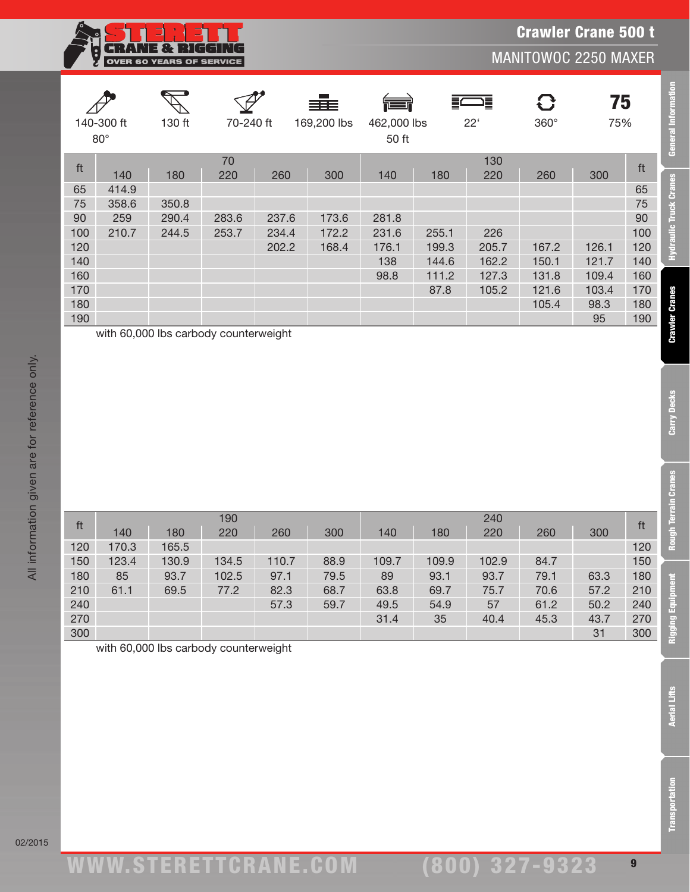# Crawler Crane 500 t

## MANITOWOC 2250 MAXER

| 140-300 ft 80° | 130 ft | 70-240 ft | 169,200 lbs | 462,000 lbs 50 ft | 22' | 360° | 75 75% |
|---|---|---|---|---|---|---|---|

| ft | 70 | | | | | 130 | | | | | ft |
|---|---|---|---|---|---|---|---|---|---|---|---|
| | 140 | 180 | 220 | 260 | 300 | 140 | 180 | 220 | 260 | 300 | |
| 65 | 414.9 | | | | | | | | | | 65 |
| 75 | 358.6 | 350.8 | | | | | | | | | 75 |
| 90 | 259 | 290.4 | 283.6 | 237.6 | 173.6 | 281.8 | | | | | 90 |
| 100 | 210.7 | 244.5 | 253.7 | 234.4 | 172.2 | 231.6 | 255.1 | 226 | | | 100 |
| 120 | | | | 202.2 | 168.4 | 176.1 | 199.3 | 205.7 | 167.2 | 126.1 | 120 |
| 140 | | | | | | 138 | 144.6 | 162.2 | 150.1 | 121.7 | 140 |
| 160 | | | | | | 98.8 | 111.2 | 127.3 | 131.8 | 109.4 | 160 |
| 170 | | | | | | | 87.8 | 105.2 | 121.6 | 103.4 | 170 |
| 180 | | | | | | | | | 105.4 | 98.3 | 180 |
| 190 | | | | | | | | | | 95 | 190 |

with 60,000 lbs carbody counterweight

| ft | 190 | | | | | 240 | | | | | ft |
|---|---|---|---|---|---|---|---|---|---|---|---|
| | 140 | 180 | 220 | 260 | 300 | 140 | 180 | 220 | 260 | 300 | |
| 120 | 170.3 | 165.5 | | | | | | | | | 120 |
| 150 | 123.4 | 130.9 | 134.5 | 110.7 | 88.9 | 109.7 | 109.9 | 102.9 | 84.7 | | 150 |
| 180 | 85 | 93.7 | 102.5 | 97.1 | 79.5 | 89 | 93.1 | 93.7 | 79.1 | 63.3 | 180 |
| 210 | 61.1 | 69.5 | 77.2 | 82.3 | 68.7 | 63.8 | 69.7 | 75.7 | 70.6 | 57.2 | 210 |
| 240 | | | | 57.3 | 59.7 | 49.5 | 54.9 | 57 | 61.2 | 50.2 | 240 |
| 270 | | | | | | 31.4 | 35 | 40.4 | 45.3 | 43.7 | 270 |
| 300 | | | | | | | | | | 31 | 300 |

with 60,000 lbs carbody counterweight

All information given are for reference only.

02/2015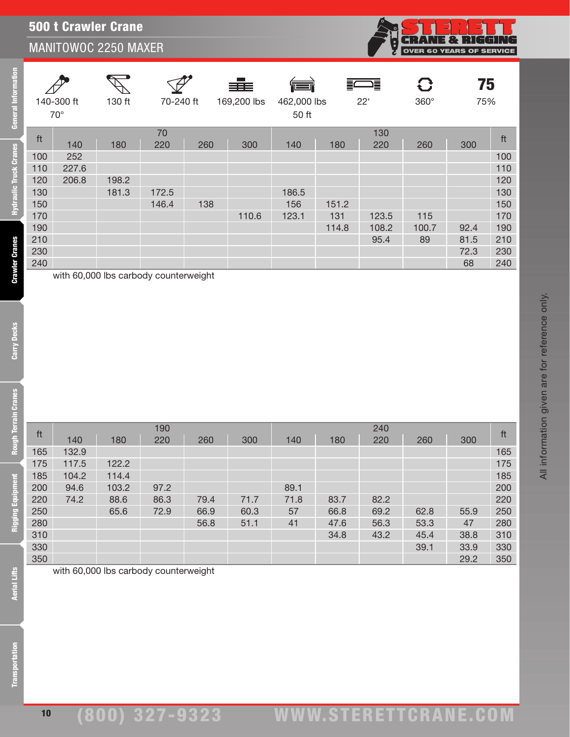# 500 t Crawler Crane

## MANITOWOC 2250 MAXER

| | | | | | | | |
|---|---|---|---|---|---|---|---|
| 140-300 ft 70° | 130 ft | 70-240 ft | 169,200 lbs | 462,000 lbs 50 ft | 22' | 360° | 75 75% |

| ft | 70 | | | | | 130 | | | | | ft |
|---|---|---|---|---|---|---|---|---|---|---|---|
| | 140 | 180 | 220 | 260 | 300 | 140 | 180 | 220 | 260 | 300 | |
| 100 | 252 | | | | | | | | | | 100 |
| 110 | 227.6 | | | | | | | | | | 110 |
| 120 | 206.8 | 198.2 | | | | | | | | | 120 |
| 130 | | 181.3 | 172.5 | | | 186.5 | | | | | 130 |
| 150 | | | 146.4 | 138 | | 156 | 151.2 | | | | 150 |
| 170 | | | | | 110.6 | 123.1 | 131 | 123.5 | 115 | | 170 |
| 190 | | | | | | | 114.8 | 108.2 | 100.7 | 92.4 | 190 |
| 210 | | | | | | | | 95.4 | 89 | 81.5 | 210 |
| 230 | | | | | | | | | | 72.3 | 230 |
| 240 | | | | | | | | | | 68 | 240 |

with 60,000 lbs carbody counterweight

| ft | 190 | | | | | 240 | | | | | ft |
|---|---|---|---|---|---|---|---|---|---|---|---|
| | 140 | 180 | 220 | 260 | 300 | 140 | 180 | 220 | 260 | 300 | |
| 165 | 132.9 | | | | | | | | | | 165 |
| 175 | 117.5 | 122.2 | | | | | | | | | 175 |
| 185 | 104.2 | 114.4 | | | | | | | | | 185 |
| 200 | 94.6 | 103.2 | 97.2 | | | 89.1 | | | | | 200 |
| 220 | 74.2 | 88.6 | 86.3 | 79.4 | 71.7 | 71.8 | 83.7 | 82.2 | | | 220 |
| 250 | | 65.6 | 72.9 | 66.9 | 60.3 | 57 | 66.8 | 69.2 | 62.8 | 55.9 | 250 |
| 280 | | | | 56.8 | 51.1 | 41 | 47.6 | 56.3 | 53.3 | 47 | 280 |
| 310 | | | | | | | 34.8 | 43.2 | 45.4 | 38.8 | 310 |
| 330 | | | | | | | | | 39.1 | 33.9 | 330 |
| 350 | | | | | | | | | | 29.2 | 350 |

with 60,000 lbs carbody counterweight

All information given are for reference only.